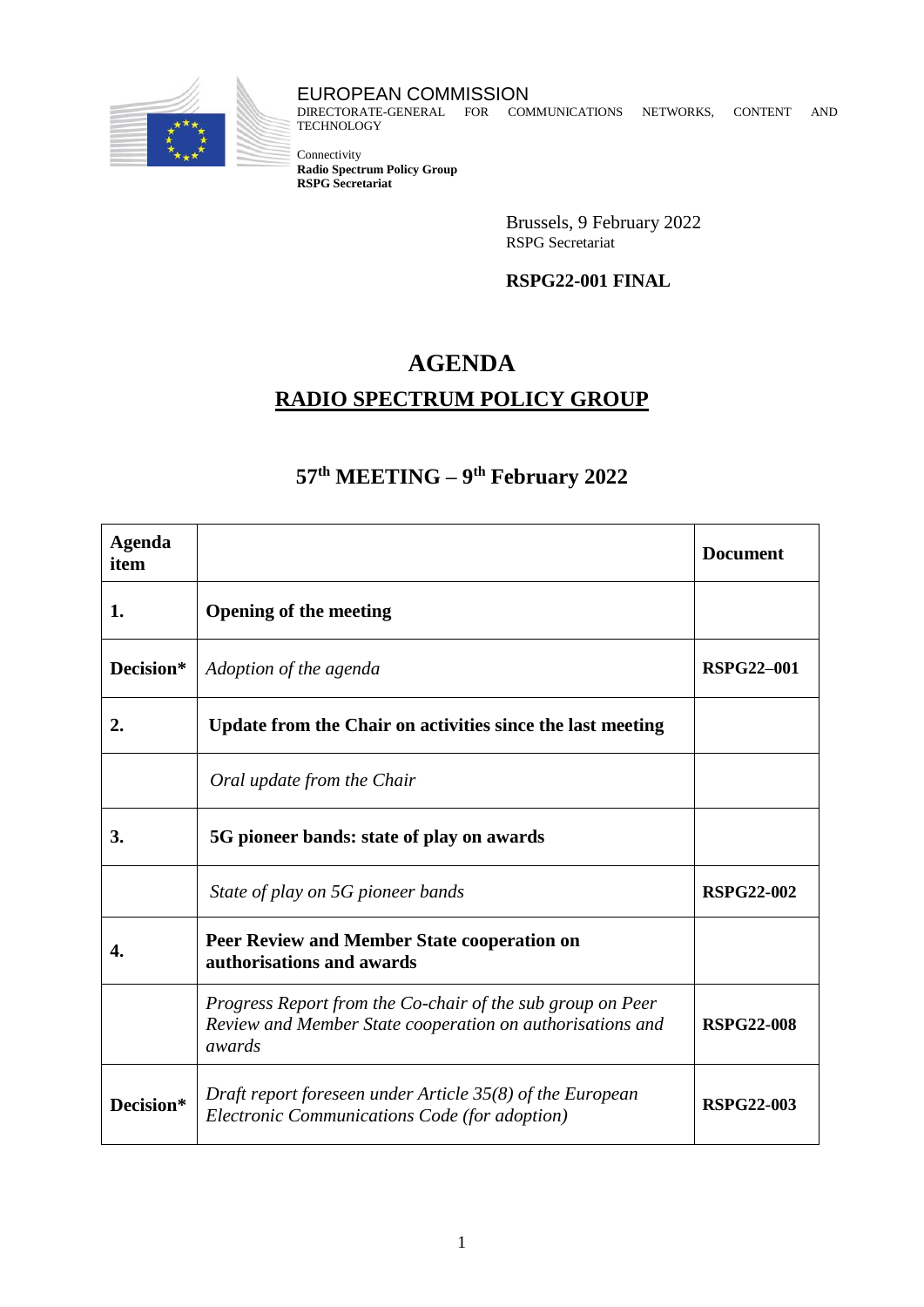EUROPEAN COMMISSION
DIRECTORATE-GENERAL FOR COMMUNICATIONS NETWORKS, CONTENT AND TECHNOLOGY

Connectivity
**Radio Spectrum Policy Group**
**RSPG Secretariat**

Brussels, 9 February 2022
RSPG Secretariat

**RSPG22-001 FINAL**

# AGENDA

## RADIO SPECTRUM POLICY GROUP

## 57th MEETING – 9th February 2022

| Agenda item | | Document |
|---|---|---|
| **1.** | **Opening of the meeting** | |
| **Decision*** | *Adoption of the agenda* | **RSPG22–001** |
| **2.** | **Update from the Chair on activities since the last meeting** | |
| | *Oral update from the Chair* | |
| **3.** | **5G pioneer bands: state of play on awards** | |
| | *State of play on 5G pioneer bands* | **RSPG22-002** |
| **4.** | **Peer Review and Member State cooperation on authorisations and awards** | |
| | *Progress Report from the Co-chair of the sub group on Peer Review and Member State cooperation on authorisations and awards* | **RSPG22-008** |
| **Decision*** | *Draft report foreseen under Article 35(8) of the European Electronic Communications Code (for adoption)* | **RSPG22-003** |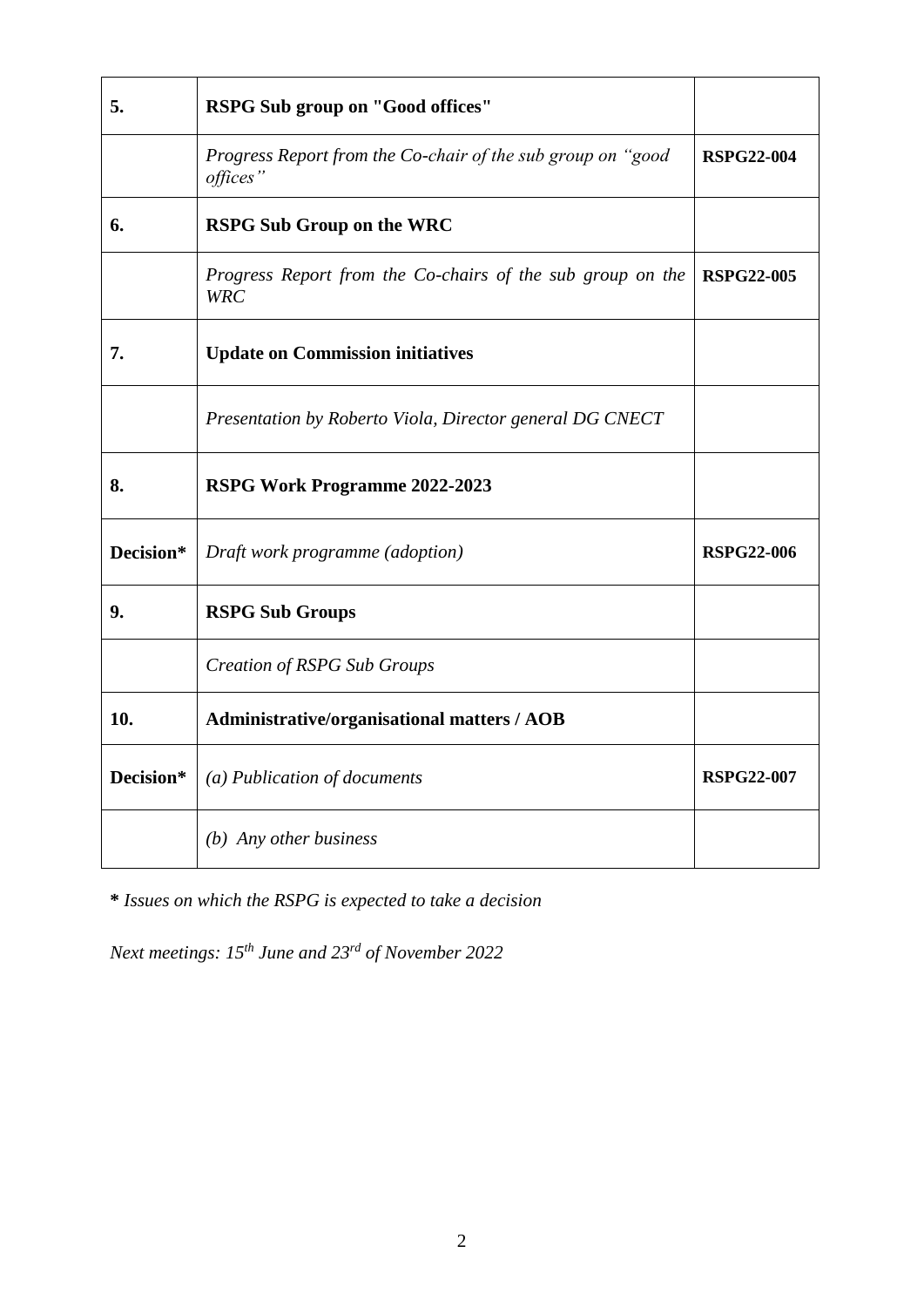| | | |
|---|---|---|
| **5.** | **RSPG Sub group on "Good offices"** | |
| | *Progress Report from the Co-chair of the sub group on "good offices"* | **RSPG22-004** |
| **6.** | **RSPG Sub Group on the WRC** | |
| | *Progress Report from the Co-chairs of the sub group on the WRC* | **RSPG22-005** |
| **7.** | **Update on Commission initiatives** | |
| | *Presentation by Roberto Viola, Director general DG CNECT* | |
| **8.** | **RSPG Work Programme 2022-2023** | |
| **Decision*** | *Draft work programme (adoption)* | **RSPG22-006** |
| **9.** | **RSPG Sub Groups** | |
| | *Creation of RSPG Sub Groups* | |
| **10.** | **Administrative/organisational matters / AOB** | |
| **Decision*** | *(a) Publication of documents* | **RSPG22-007** |
| | *(b) Any other business* | |

**\*** *Issues on which the RSPG is expected to take a decision*

*Next meetings: 15th June and 23rd of November 2022*